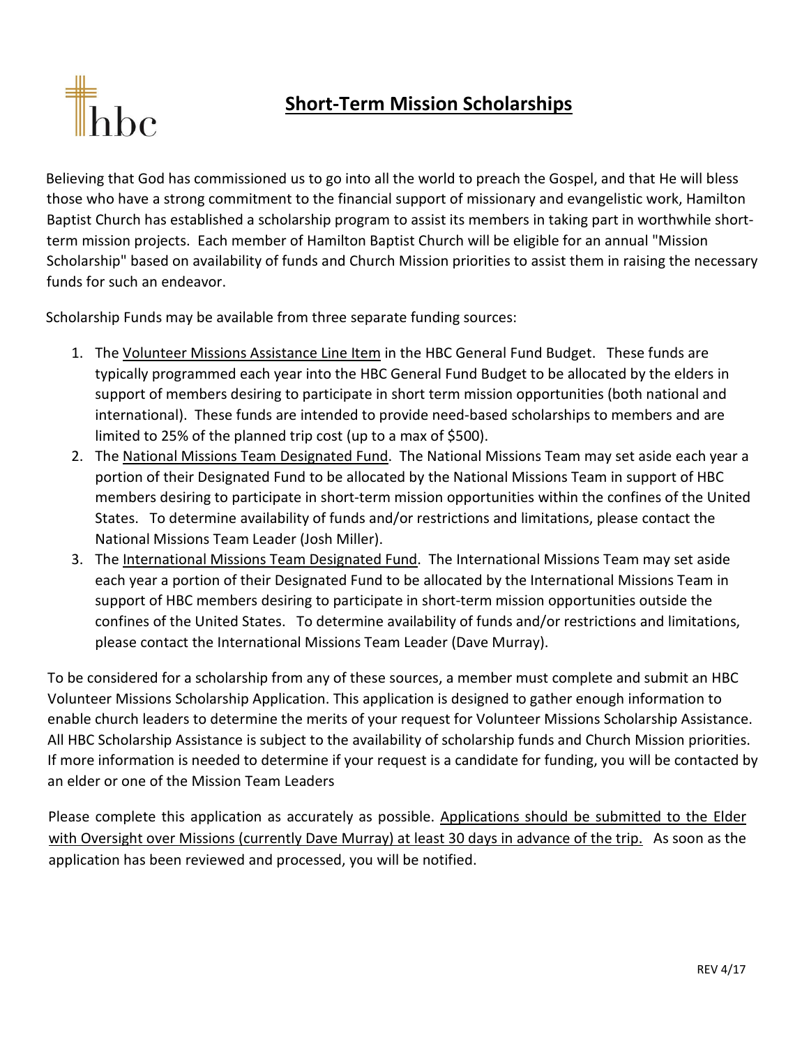hbc

# Short-Term Mission Scholarships

Believing that God has commissioned us to go into all the world to preach the Gospel, and that He will bless those who have a strong commitment to the financial support of missionary and evangelistic work, Hamilton Baptist Church has established a scholarship program to assist its members in taking part in worthwhile short-term mission projects. Each member of Hamilton Baptist Church will be eligible for an annual "Mission Scholarship" based on availability of funds and Church Mission priorities to assist them in raising the necessary funds for such an endeavor.

Scholarship Funds may be available from three separate funding sources:

1. The Volunteer Missions Assistance Line Item in the HBC General Fund Budget. These funds are typically programmed each year into the HBC General Fund Budget to be allocated by the elders in support of members desiring to participate in short term mission opportunities (both national and international). These funds are intended to provide need-based scholarships to members and are limited to 25% of the planned trip cost (up to a max of $500).
2. The National Missions Team Designated Fund. The National Missions Team may set aside each year a portion of their Designated Fund to be allocated by the National Missions Team in support of HBC members desiring to participate in short-term mission opportunities within the confines of the United States. To determine availability of funds and/or restrictions and limitations, please contact the National Missions Team Leader (Josh Miller).
3. The International Missions Team Designated Fund. The International Missions Team may set aside each year a portion of their Designated Fund to be allocated by the International Missions Team in support of HBC members desiring to participate in short-term mission opportunities outside the confines of the United States. To determine availability of funds and/or restrictions and limitations, please contact the International Missions Team Leader (Dave Murray).

To be considered for a scholarship from any of these sources, a member must complete and submit an HBC Volunteer Missions Scholarship Application. This application is designed to gather enough information to enable church leaders to determine the merits of your request for Volunteer Missions Scholarship Assistance. All HBC Scholarship Assistance is subject to the availability of scholarship funds and Church Mission priorities. If more information is needed to determine if your request is a candidate for funding, you will be contacted by an elder or one of the Mission Team Leaders

Please complete this application as accurately as possible. Applications should be submitted to the Elder with Oversight over Missions (currently Dave Murray) at least 30 days in advance of the trip. As soon as the application has been reviewed and processed, you will be notified.

REV 4/17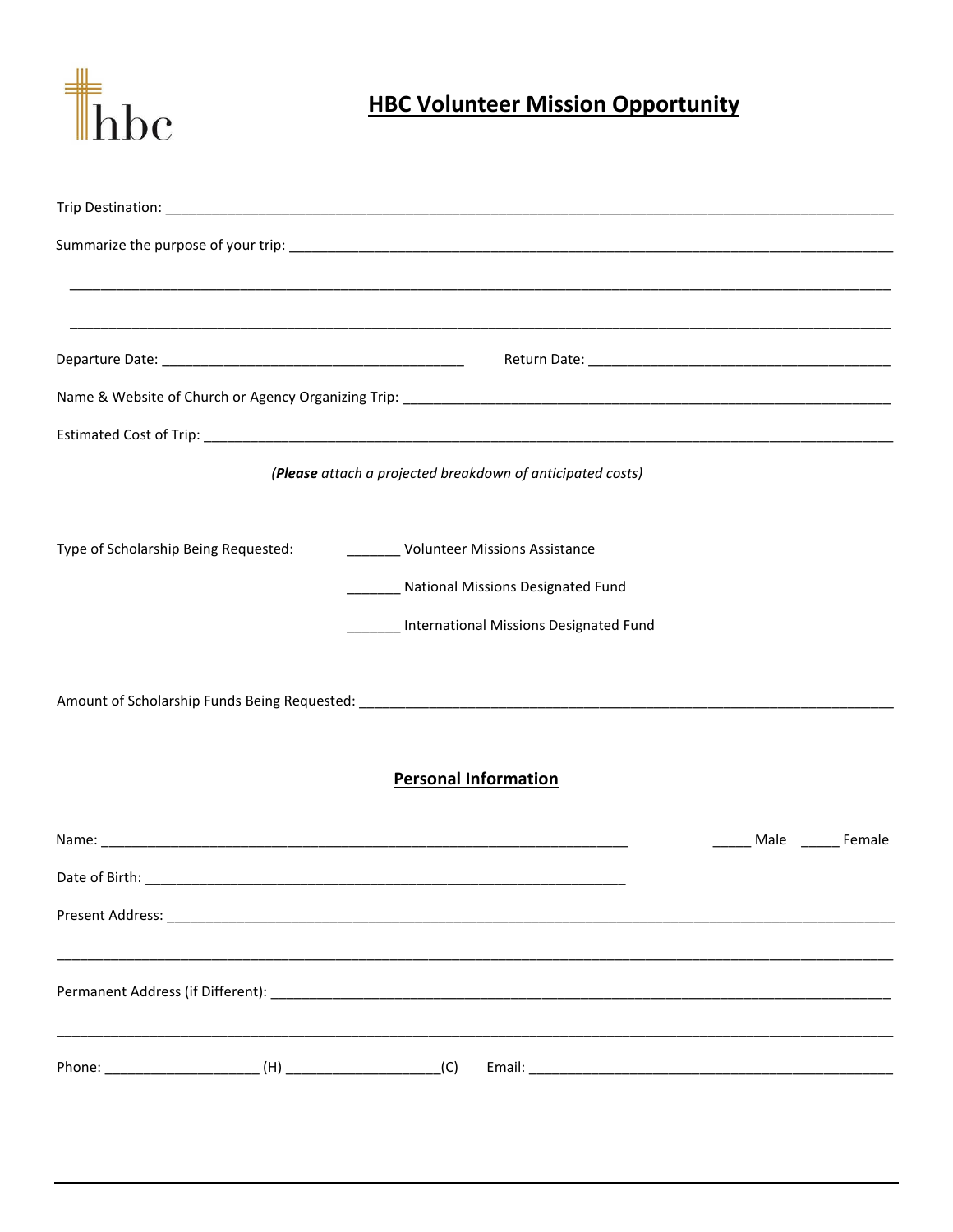hbc

# HBC Volunteer Mission Opportunity

Trip Destination: ______________________________________________________________________________________

Summarize the purpose of your trip: ___________________________________________________________________________

______________________________________________________________________________________________________

______________________________________________________________________________________________________

Departure Date: ______________________________________ Return Date: ______________________________________

Name & Website of Church or Agency Organizing Trip: ____________________________________________________________

Estimated Cost of Trip: __________________________________________________________________________________

*(**Please** attach a projected breakdown of anticipated costs)*

Type of Scholarship Being Requested:

_______ Volunteer Missions Assistance

_______ National Missions Designated Fund

_______ International Missions Designated Fund

Amount of Scholarship Funds Being Requested: ____________________________________________________________

## Personal Information

Name: ____________________________________________________________________ _____ Male _____ Female

Date of Birth: ______________________________________________________________

Present Address: _____________________________________________________________________________________

______________________________________________________________________________________________________

Permanent Address (if Different): _______________________________________________________________________

______________________________________________________________________________________________________

Phone: ___________________ (H) ___________________(C) Email: ____________________________________________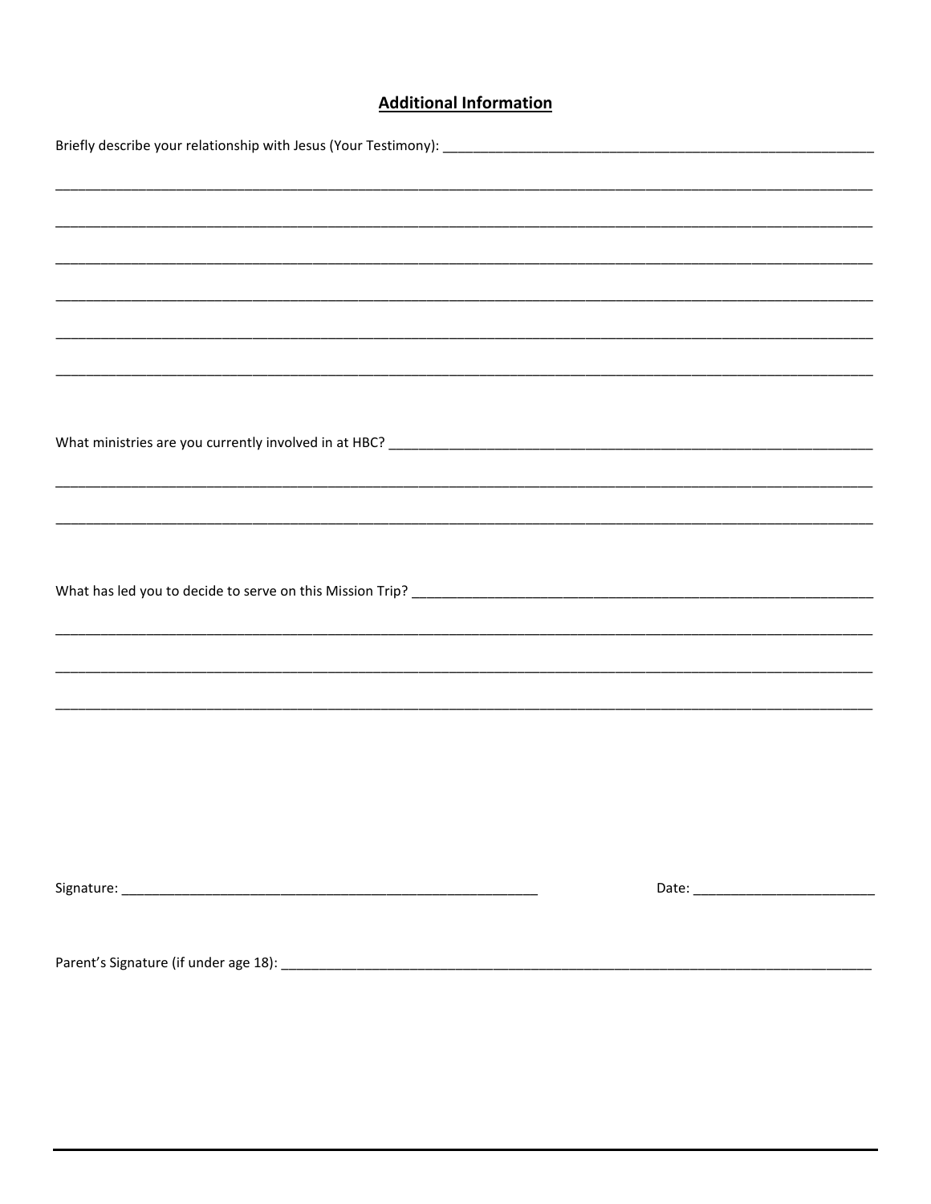## **Additional Information**

Briefly describe your relationship with Jesus (Your Testimony): ___________________________________________________________

_____________________________________________________________________________________________________________

_____________________________________________________________________________________________________________

_____________________________________________________________________________________________________________

_____________________________________________________________________________________________________________

_____________________________________________________________________________________________________________

_____________________________________________________________________________________________________________

What ministries are you currently involved in at HBC? _____________________________________________________________________

_____________________________________________________________________________________________________________

_____________________________________________________________________________________________________________

What has led you to decide to serve on this Mission Trip? _________________________________________________________________

_____________________________________________________________________________________________________________

_____________________________________________________________________________________________________________

_____________________________________________________________________________________________________________

Signature: __________________________________________________________ Date: _________________________

Parent's Signature (if under age 18): __________________________________________________________________________________